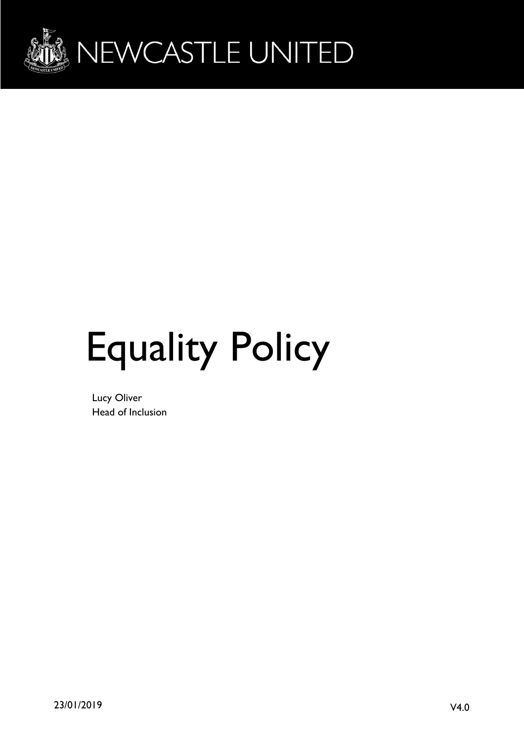NEWCASTLE UNITED

# Equality Policy

Lucy Oliver
Head of Inclusion

23/01/2019

V4.0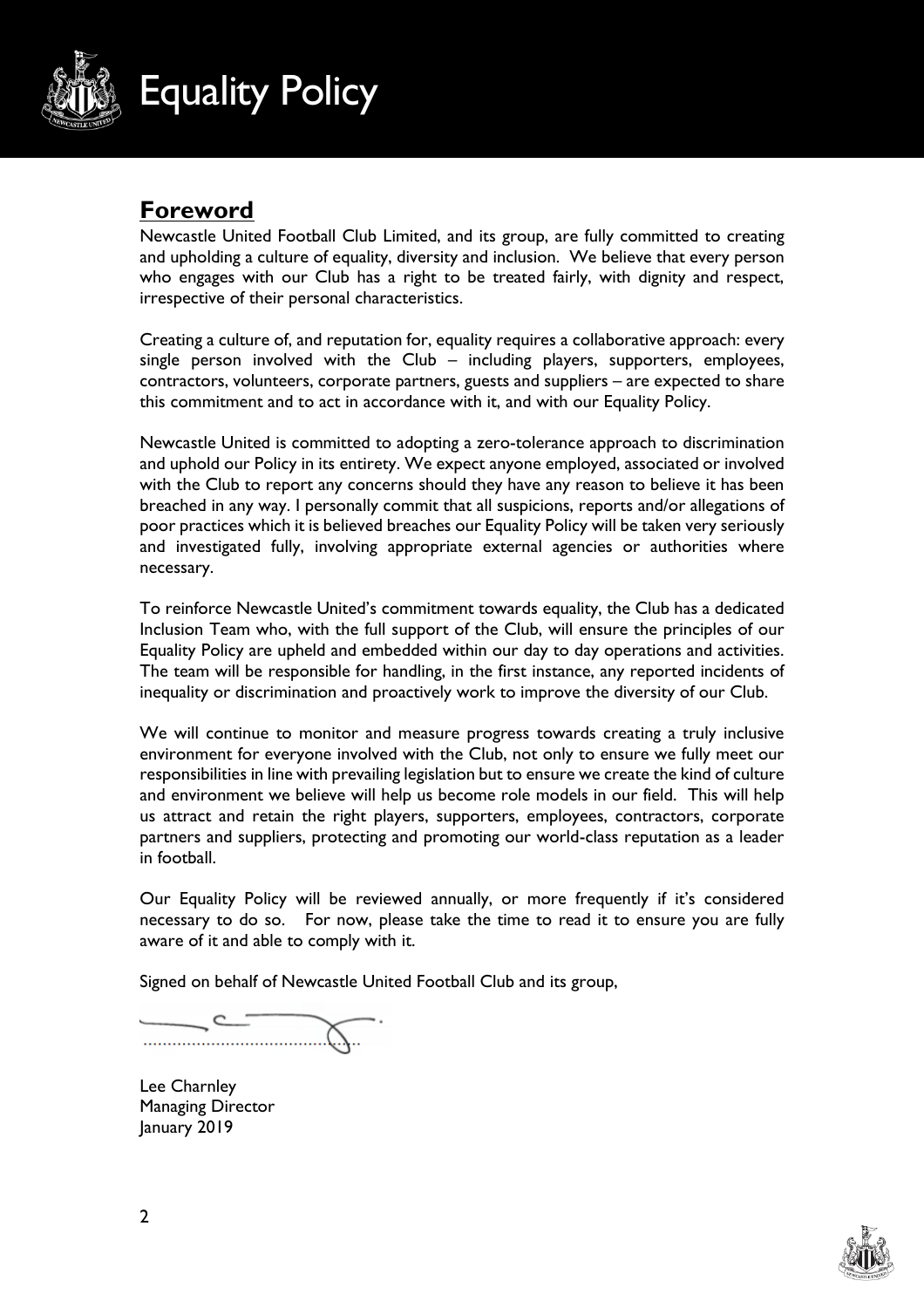# Equality Policy

## Foreword

Newcastle United Football Club Limited, and its group, are fully committed to creating and upholding a culture of equality, diversity and inclusion. We believe that every person who engages with our Club has a right to be treated fairly, with dignity and respect, irrespective of their personal characteristics.

Creating a culture of, and reputation for, equality requires a collaborative approach: every single person involved with the Club – including players, supporters, employees, contractors, volunteers, corporate partners, guests and suppliers – are expected to share this commitment and to act in accordance with it, and with our Equality Policy.

Newcastle United is committed to adopting a zero-tolerance approach to discrimination and uphold our Policy in its entirety. We expect anyone employed, associated or involved with the Club to report any concerns should they have any reason to believe it has been breached in any way. I personally commit that all suspicions, reports and/or allegations of poor practices which it is believed breaches our Equality Policy will be taken very seriously and investigated fully, involving appropriate external agencies or authorities where necessary.

To reinforce Newcastle United's commitment towards equality, the Club has a dedicated Inclusion Team who, with the full support of the Club, will ensure the principles of our Equality Policy are upheld and embedded within our day to day operations and activities. The team will be responsible for handling, in the first instance, any reported incidents of inequality or discrimination and proactively work to improve the diversity of our Club.

We will continue to monitor and measure progress towards creating a truly inclusive environment for everyone involved with the Club, not only to ensure we fully meet our responsibilities in line with prevailing legislation but to ensure we create the kind of culture and environment we believe will help us become role models in our field. This will help us attract and retain the right players, supporters, employees, contractors, corporate partners and suppliers, protecting and promoting our world-class reputation as a leader in football.

Our Equality Policy will be reviewed annually, or more frequently if it's considered necessary to do so. For now, please take the time to read it to ensure you are fully aware of it and able to comply with it.

Signed on behalf of Newcastle United Football Club and its group,

Lee Charnley
Managing Director
January 2019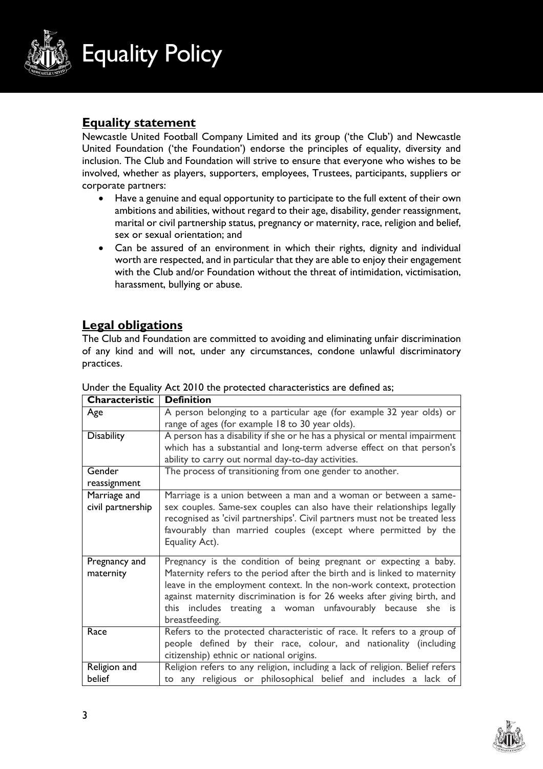# Equality Policy

## Equality statement

Newcastle United Football Company Limited and its group ('the Club') and Newcastle United Foundation ('the Foundation') endorse the principles of equality, diversity and inclusion. The Club and Foundation will strive to ensure that everyone who wishes to be involved, whether as players, supporters, employees, Trustees, participants, suppliers or corporate partners:

- Have a genuine and equal opportunity to participate to the full extent of their own ambitions and abilities, without regard to their age, disability, gender reassignment, marital or civil partnership status, pregnancy or maternity, race, religion and belief, sex or sexual orientation; and
- Can be assured of an environment in which their rights, dignity and individual worth are respected, and in particular that they are able to enjoy their engagement with the Club and/or Foundation without the threat of intimidation, victimisation, harassment, bullying or abuse.

## Legal obligations

The Club and Foundation are committed to avoiding and eliminating unfair discrimination of any kind and will not, under any circumstances, condone unlawful discriminatory practices.

Under the Equality Act 2010 the protected characteristics are defined as;

| Characteristic | Definition |
|---|---|
| Age | A person belonging to a particular age (for example 32 year olds) or range of ages (for example 18 to 30 year olds). |
| Disability | A person has a disability if she or he has a physical or mental impairment which has a substantial and long-term adverse effect on that person's ability to carry out normal day-to-day activities. |
| Gender reassignment | The process of transitioning from one gender to another. |
| Marriage and civil partnership | Marriage is a union between a man and a woman or between a same-sex couples. Same-sex couples can also have their relationships legally recognised as 'civil partnerships'. Civil partners must not be treated less favourably than married couples (except where permitted by the Equality Act). |
| Pregnancy and maternity | Pregnancy is the condition of being pregnant or expecting a baby. Maternity refers to the period after the birth and is linked to maternity leave in the employment context. In the non-work context, protection against maternity discrimination is for 26 weeks after giving birth, and this includes treating a woman unfavourably because she is breastfeeding. |
| Race | Refers to the protected characteristic of race. It refers to a group of people defined by their race, colour, and nationality (including citizenship) ethnic or national origins. |
| Religion and belief | Religion refers to any religion, including a lack of religion. Belief refers to any religious or philosophical belief and includes a lack of |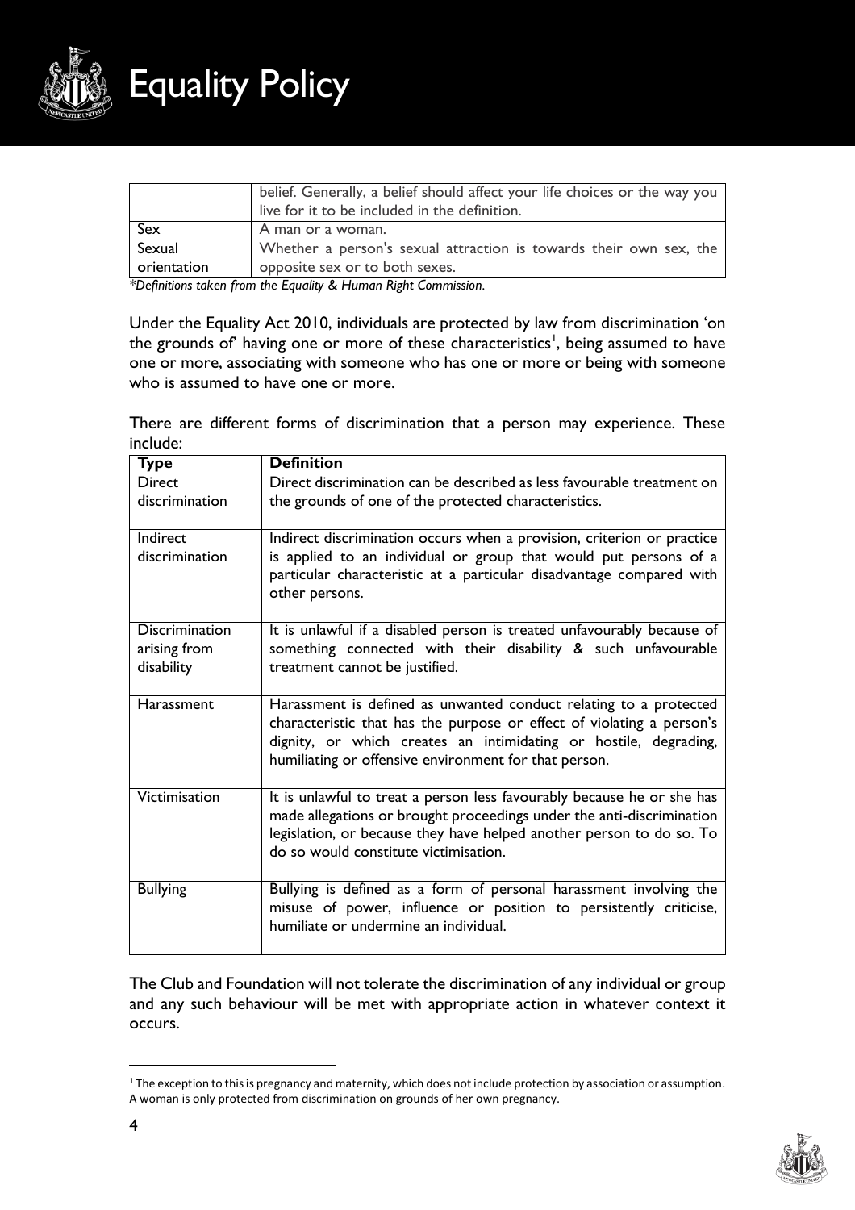| | |
|---|---|
| | belief. Generally, a belief should affect your life choices or the way you live for it to be included in the definition. |
| Sex | A man or a woman. |
| Sexual orientation | Whether a person's sexual attraction is towards their own sex, the opposite sex or to both sexes. |

*\*Definitions taken from the Equality & Human Right Commission.*

Under the Equality Act 2010, individuals are protected by law from discrimination 'on the grounds of' having one or more of these characteristics[1], being assumed to have one or more, associating with someone who has one or more or being with someone who is assumed to have one or more.

There are different forms of discrimination that a person may experience. These include:

| Type | Definition |
|---|---|
| Direct discrimination | Direct discrimination can be described as less favourable treatment on the grounds of one of the protected characteristics. |
| Indirect discrimination | Indirect discrimination occurs when a provision, criterion or practice is applied to an individual or group that would put persons of a particular characteristic at a particular disadvantage compared with other persons. |
| Discrimination arising from disability | It is unlawful if a disabled person is treated unfavourably because of something connected with their disability & such unfavourable treatment cannot be justified. |
| Harassment | Harassment is defined as unwanted conduct relating to a protected characteristic that has the purpose or effect of violating a person's dignity, or which creates an intimidating or hostile, degrading, humiliating or offensive environment for that person. |
| Victimisation | It is unlawful to treat a person less favourably because he or she has made allegations or brought proceedings under the anti-discrimination legislation, or because they have helped another person to do so. To do so would constitute victimisation. |
| Bullying | Bullying is defined as a form of personal harassment involving the misuse of power, influence or position to persistently criticise, humiliate or undermine an individual. |

The Club and Foundation will not tolerate the discrimination of any individual or group and any such behaviour will be met with appropriate action in whatever context it occurs.

[1] The exception to this is pregnancy and maternity, which does not include protection by association or assumption. A woman is only protected from discrimination on grounds of her own pregnancy.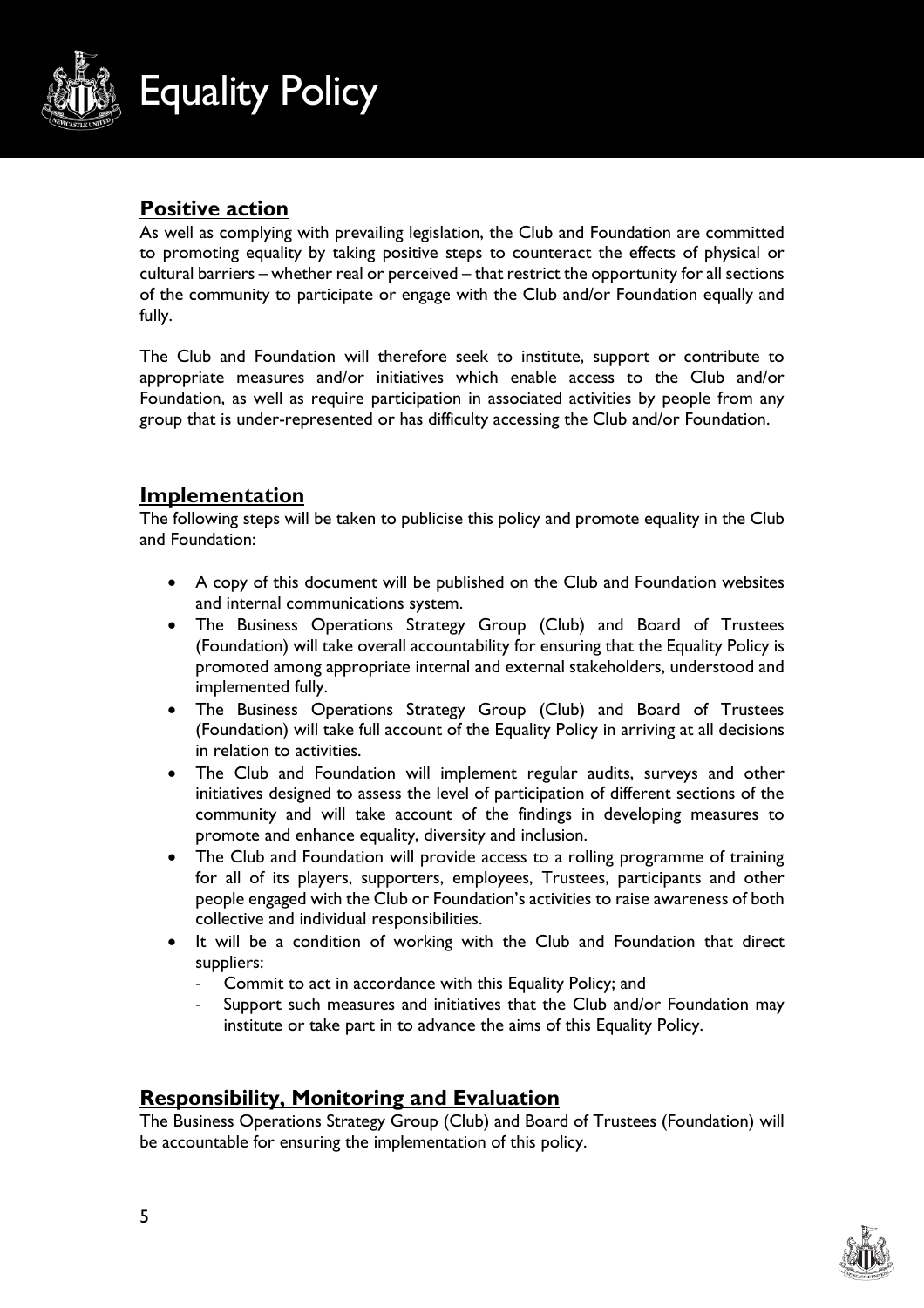## Positive action

As well as complying with prevailing legislation, the Club and Foundation are committed to promoting equality by taking positive steps to counteract the effects of physical or cultural barriers – whether real or perceived – that restrict the opportunity for all sections of the community to participate or engage with the Club and/or Foundation equally and fully.

The Club and Foundation will therefore seek to institute, support or contribute to appropriate measures and/or initiatives which enable access to the Club and/or Foundation, as well as require participation in associated activities by people from any group that is under-represented or has difficulty accessing the Club and/or Foundation.

## Implementation

The following steps will be taken to publicise this policy and promote equality in the Club and Foundation:

- A copy of this document will be published on the Club and Foundation websites and internal communications system.
- The Business Operations Strategy Group (Club) and Board of Trustees (Foundation) will take overall accountability for ensuring that the Equality Policy is promoted among appropriate internal and external stakeholders, understood and implemented fully.
- The Business Operations Strategy Group (Club) and Board of Trustees (Foundation) will take full account of the Equality Policy in arriving at all decisions in relation to activities.
- The Club and Foundation will implement regular audits, surveys and other initiatives designed to assess the level of participation of different sections of the community and will take account of the findings in developing measures to promote and enhance equality, diversity and inclusion.
- The Club and Foundation will provide access to a rolling programme of training for all of its players, supporters, employees, Trustees, participants and other people engaged with the Club or Foundation's activities to raise awareness of both collective and individual responsibilities.
- It will be a condition of working with the Club and Foundation that direct suppliers:
  - Commit to act in accordance with this Equality Policy; and
  - Support such measures and initiatives that the Club and/or Foundation may institute or take part in to advance the aims of this Equality Policy.

## Responsibility, Monitoring and Evaluation

The Business Operations Strategy Group (Club) and Board of Trustees (Foundation) will be accountable for ensuring the implementation of this policy.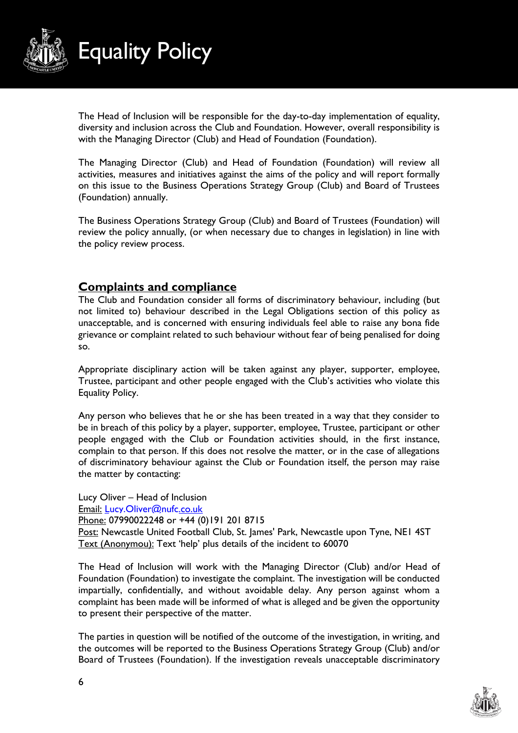The Head of Inclusion will be responsible for the day-to-day implementation of equality, diversity and inclusion across the Club and Foundation. However, overall responsibility is with the Managing Director (Club) and Head of Foundation (Foundation).

The Managing Director (Club) and Head of Foundation (Foundation) will review all activities, measures and initiatives against the aims of the policy and will report formally on this issue to the Business Operations Strategy Group (Club) and Board of Trustees (Foundation) annually.

The Business Operations Strategy Group (Club) and Board of Trustees (Foundation) will review the policy annually, (or when necessary due to changes in legislation) in line with the policy review process.

## Complaints and compliance

The Club and Foundation consider all forms of discriminatory behaviour, including (but not limited to) behaviour described in the Legal Obligations section of this policy as unacceptable, and is concerned with ensuring individuals feel able to raise any bona fide grievance or complaint related to such behaviour without fear of being penalised for doing so.

Appropriate disciplinary action will be taken against any player, supporter, employee, Trustee, participant and other people engaged with the Club's activities who violate this Equality Policy.

Any person who believes that he or she has been treated in a way that they consider to be in breach of this policy by a player, supporter, employee, Trustee, participant or other people engaged with the Club or Foundation activities should, in the first instance, complain to that person. If this does not resolve the matter, or in the case of allegations of discriminatory behaviour against the Club or Foundation itself, the person may raise the matter by contacting:

Lucy Oliver – Head of Inclusion
Email: Lucy.Oliver@nufc.co.uk
Phone: 07990022248 or +44 (0)191 201 8715
Post: Newcastle United Football Club, St. James' Park, Newcastle upon Tyne, NE1 4ST
Text (Anonymou): Text 'help' plus details of the incident to 60070

The Head of Inclusion will work with the Managing Director (Club) and/or Head of Foundation (Foundation) to investigate the complaint. The investigation will be conducted impartially, confidentially, and without avoidable delay. Any person against whom a complaint has been made will be informed of what is alleged and be given the opportunity to present their perspective of the matter.

The parties in question will be notified of the outcome of the investigation, in writing, and the outcomes will be reported to the Business Operations Strategy Group (Club) and/or Board of Trustees (Foundation). If the investigation reveals unacceptable discriminatory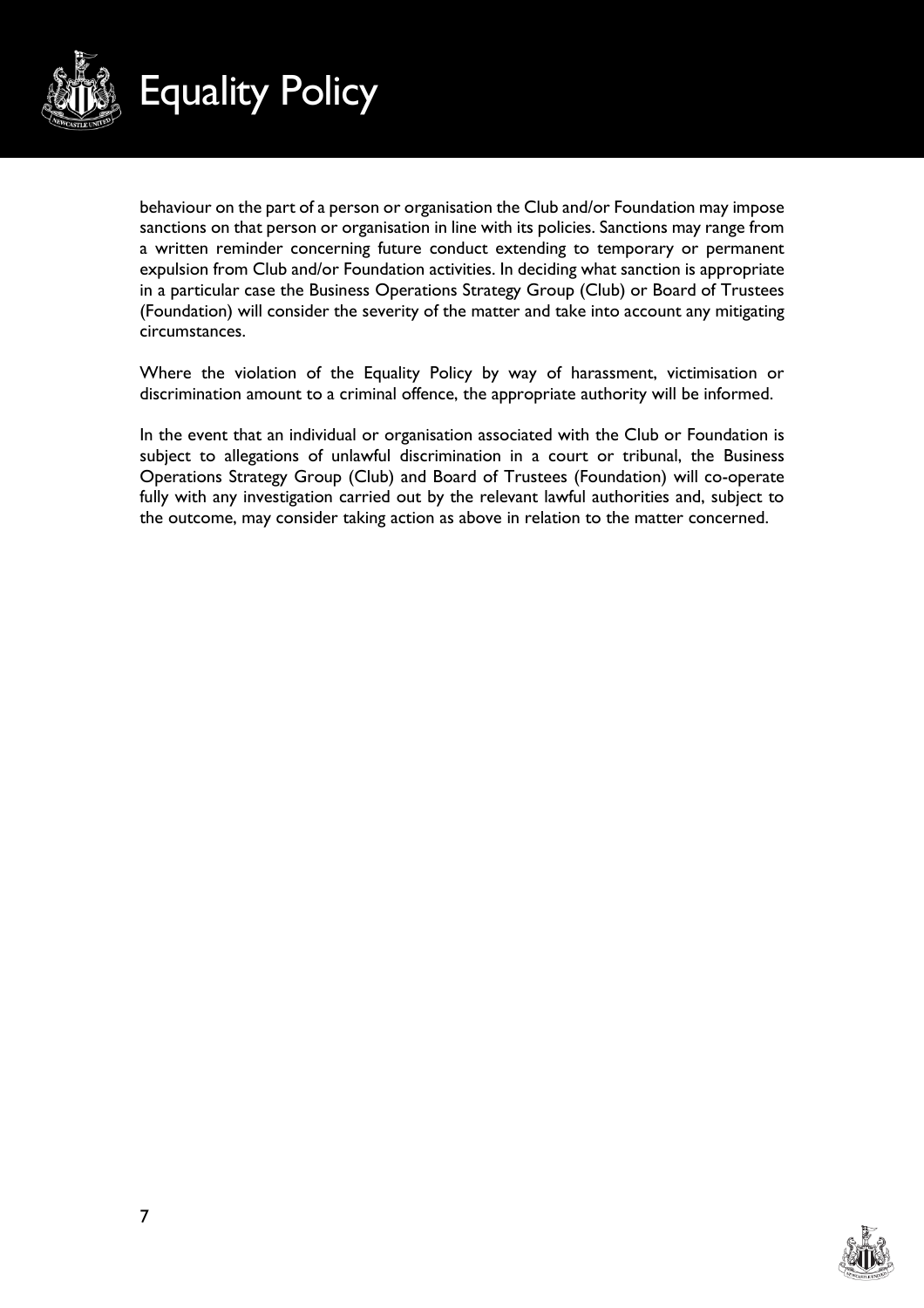behaviour on the part of a person or organisation the Club and/or Foundation may impose sanctions on that person or organisation in line with its policies. Sanctions may range from a written reminder concerning future conduct extending to temporary or permanent expulsion from Club and/or Foundation activities. In deciding what sanction is appropriate in a particular case the Business Operations Strategy Group (Club) or Board of Trustees (Foundation) will consider the severity of the matter and take into account any mitigating circumstances.

Where the violation of the Equality Policy by way of harassment, victimisation or discrimination amount to a criminal offence, the appropriate authority will be informed.

In the event that an individual or organisation associated with the Club or Foundation is subject to allegations of unlawful discrimination in a court or tribunal, the Business Operations Strategy Group (Club) and Board of Trustees (Foundation) will co-operate fully with any investigation carried out by the relevant lawful authorities and, subject to the outcome, may consider taking action as above in relation to the matter concerned.